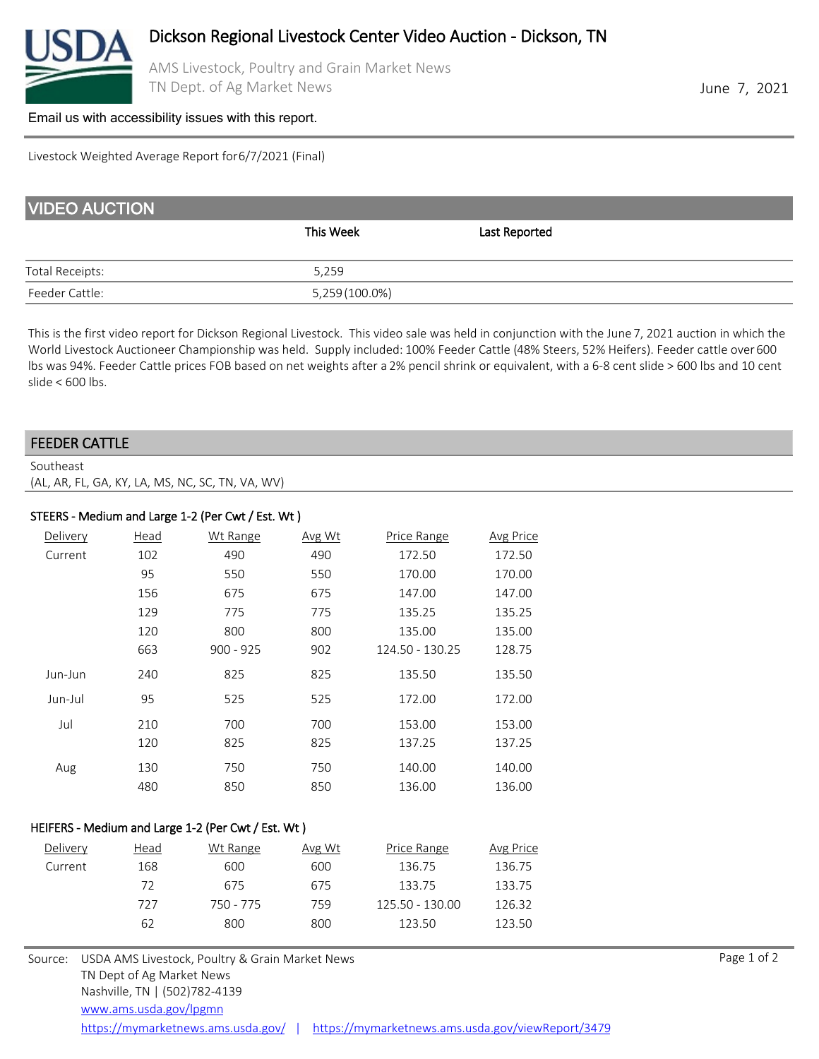# Dickson Regional Livestock Center Video Auction - Dickson, TN

AMS Livestock, Poultry and Grain Market News
TN Dept. of Ag Market News

June 7, 2021

Email us with accessibility issues with this report.

Livestock Weighted Average Report for 6/7/2021 (Final)

## VIDEO AUCTION

| | This Week | Last Reported |
|---|---|---|
| Total Receipts: | 5,259 | |
| Feeder Cattle: | 5,259 (100.0%) | |

This is the first video report for Dickson Regional Livestock. This video sale was held in conjunction with the June 7, 2021 auction in which the World Livestock Auctioneer Championship was held. Supply included: 100% Feeder Cattle (48% Steers, 52% Heifers). Feeder cattle over 600 lbs was 94%. Feeder Cattle prices FOB based on net weights after a 2% pencil shrink or equivalent, with a 6-8 cent slide > 600 lbs and 10 cent slide < 600 lbs.

## FEEDER CATTLE

Southeast
(AL, AR, FL, GA, KY, LA, MS, NC, SC, TN, VA, WV)

### STEERS - Medium and Large 1-2 (Per Cwt / Est. Wt )

| Delivery | Head | Wt Range | Avg Wt | Price Range | Avg Price |
|---|---|---|---|---|---|
| Current | 102 | 490 | 490 | 172.50 | 172.50 |
| | 95 | 550 | 550 | 170.00 | 170.00 |
| | 156 | 675 | 675 | 147.00 | 147.00 |
| | 129 | 775 | 775 | 135.25 | 135.25 |
| | 120 | 800 | 800 | 135.00 | 135.00 |
| | 663 | 900 - 925 | 902 | 124.50 - 130.25 | 128.75 |
| Jun-Jun | 240 | 825 | 825 | 135.50 | 135.50 |
| Jun-Jul | 95 | 525 | 525 | 172.00 | 172.00 |
| Jul | 210 | 700 | 700 | 153.00 | 153.00 |
| | 120 | 825 | 825 | 137.25 | 137.25 |
| Aug | 130 | 750 | 750 | 140.00 | 140.00 |
| | 480 | 850 | 850 | 136.00 | 136.00 |

### HEIFERS - Medium and Large 1-2 (Per Cwt / Est. Wt )

| Delivery | Head | Wt Range | Avg Wt | Price Range | Avg Price |
|---|---|---|---|---|---|
| Current | 168 | 600 | 600 | 136.75 | 136.75 |
| | 72 | 675 | 675 | 133.75 | 133.75 |
| | 727 | 750 - 775 | 759 | 125.50 - 130.00 | 126.32 |
| | 62 | 800 | 800 | 123.50 | 123.50 |

Source: USDA AMS Livestock, Poultry & Grain Market News
TN Dept of Ag Market News
Nashville, TN | (502)782-4139
www.ams.usda.gov/lpgmn
https://mymarketnews.ams.usda.gov/ | https://mymarketnews.ams.usda.gov/viewReport/3479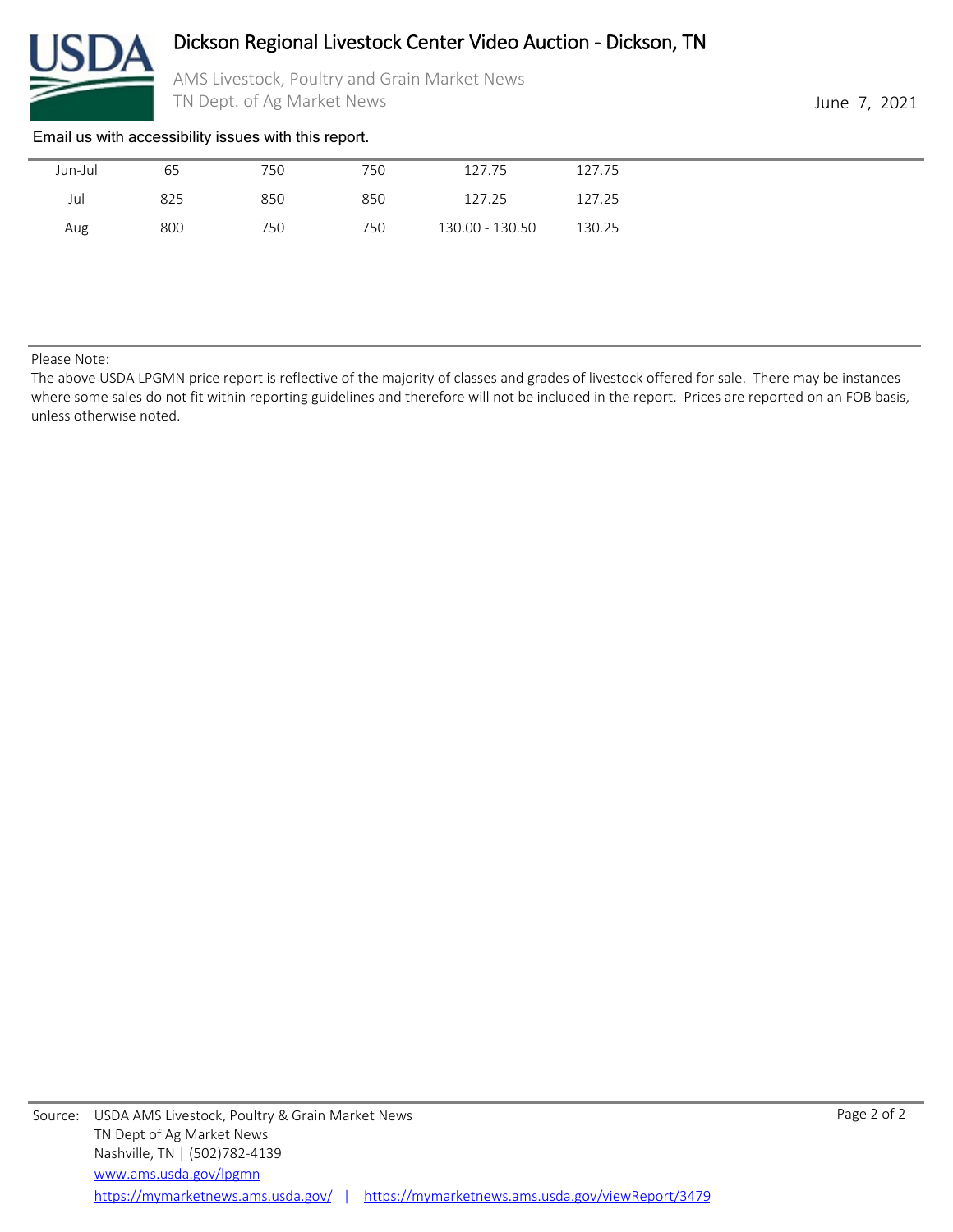Email us with accessibility issues with this report.

| | | | | | |
|---|---|---|---|---|---|
| Jun-Jul | 65 | 750 | 750 | 127.75 | 127.75 |
| Jul | 825 | 850 | 850 | 127.25 | 127.25 |
| Aug | 800 | 750 | 750 | 130.00 - 130.50 | 130.25 |

Please Note:
The above USDA LPGMN price report is reflective of the majority of classes and grades of livestock offered for sale. There may be instances where some sales do not fit within reporting guidelines and therefore will not be included in the report. Prices are reported on an FOB basis, unless otherwise noted.

Source: USDA AMS Livestock, Poultry & Grain Market News
TN Dept of Ag Market News
Nashville, TN | (502)782-4139
www.ams.usda.gov/lpgmn
https://mymarketnews.ams.usda.gov/ | https://mymarketnews.ams.usda.gov/viewReport/3479